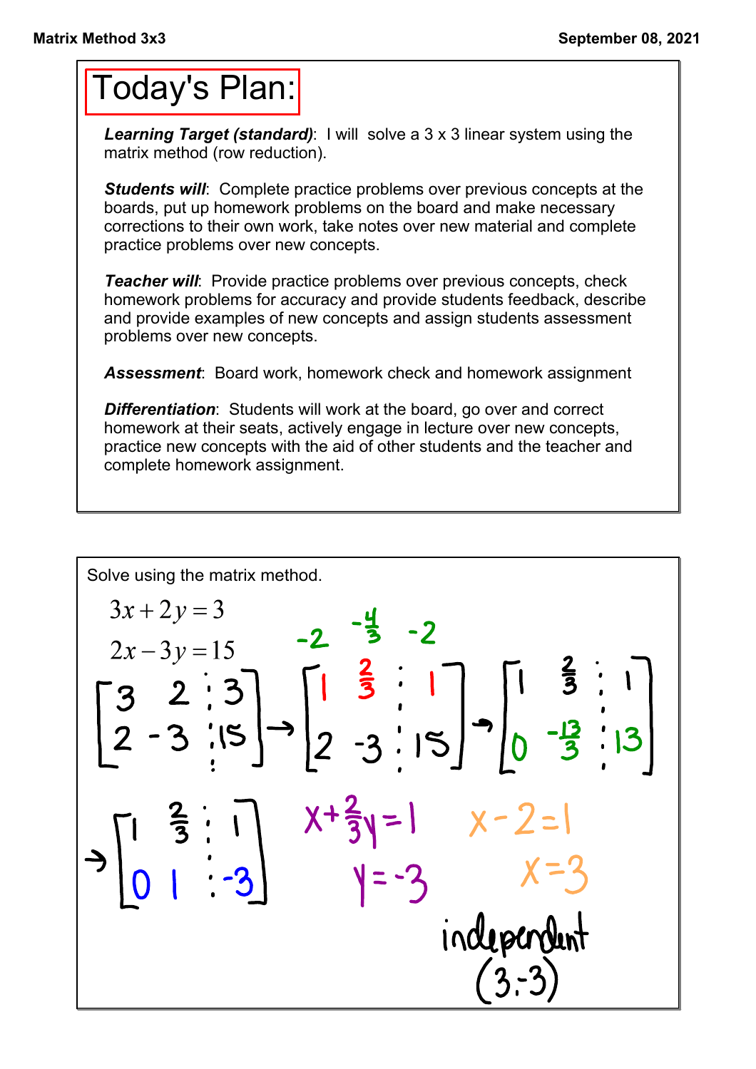# Today's Plan:

***Learning Target (standard)***: I will solve a 3 x 3 linear system using the matrix method (row reduction).

***Students will***: Complete practice problems over previous concepts at the boards, put up homework problems on the board and make necessary corrections to their own work, take notes over new material and complete practice problems over new concepts.

***Teacher will***: Provide practice problems over previous concepts, check homework problems for accuracy and provide students feedback, describe and provide examples of new concepts and assign students assessment problems over new concepts.

***Assessment***: Board work, homework check and homework assignment

***Differentiation***: Students will work at the board, go over and correct homework at their seats, actively engage in lecture over new concepts, practice new concepts with the aid of other students and the teacher and complete homework assignment.

---

Solve using the matrix method.

$$3x + 2y = 3$$
$$2x - 3y = 15$$

$$\left[\begin{array}{cc|c} 3 & 2 & 3 \\ 2 & -3 & 15 \end{array}\right] \rightarrow \left[\begin{array}{cc|c} 1 & \frac{2}{3} & 1 \\ 2 & -3 & 15 \end{array}\right] \rightarrow \left[\begin{array}{cc|c} 1 & \frac{2}{3} & 1 \\ 0 & -\frac{13}{3} & 13 \end{array}\right]$$

(multipliers: $-2$, $-\frac{4}{3}$, $-2$)

$$\rightarrow \left[\begin{array}{cc|c} 1 & \frac{2}{3} & 1 \\ 0 & 1 & -3 \end{array}\right]$$

$x + \frac{2}{3}y = 1$

$y = -3$

$x - 2 = 1$

$x = 3$

independent

$(3, -3)$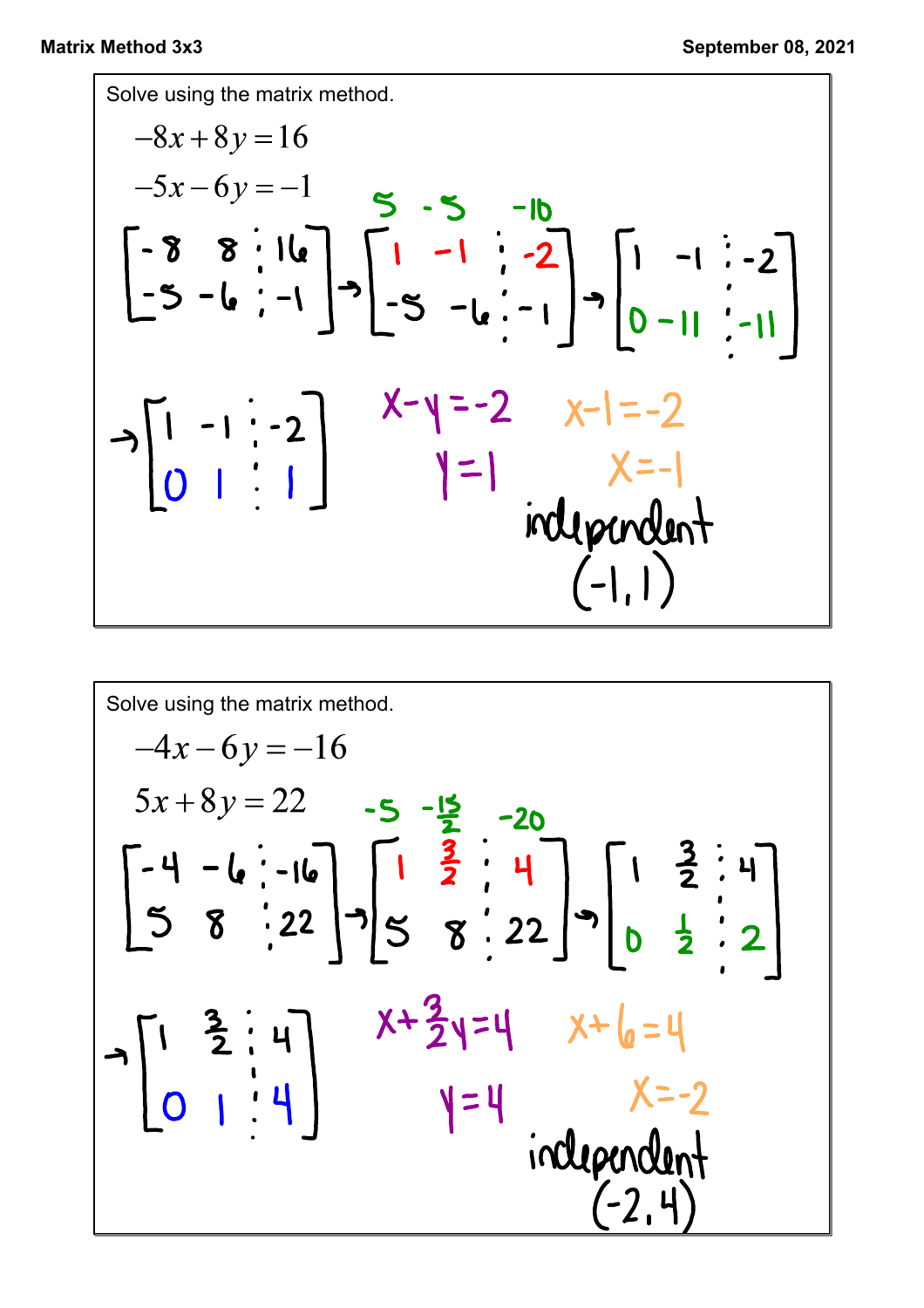## Matrix Method 3x3

September 08, 2021

Solve using the matrix method.

$$-8x + 8y = 16$$

$$-5x - 6y = -1$$

$$\left[\begin{array}{cc|c} -8 & 8 & 16 \\ -5 & -6 & -1 \end{array}\right] \rightarrow \left[\begin{array}{cc|c} 1 & -1 & -2 \\ -5 & -6 & -1 \end{array}\right] \rightarrow \left[\begin{array}{cc|c} 1 & -1 & -2 \\ 0 & -11 & -11 \end{array}\right]$$

$5 \quad -5 \quad -10$

$$\rightarrow \left[\begin{array}{cc|c} 1 & -1 & -2 \\ 0 & 1 & 1 \end{array}\right]$$

$x - y = -2$

$y = 1$

$x - 1 = -2$

$x = -1$

independent

$(-1, 1)$

---

Solve using the matrix method.

$$-4x - 6y = -16$$

$$5x + 8y = 22$$

$$\left[\begin{array}{cc|c} -4 & -6 & -16 \\ 5 & 8 & 22 \end{array}\right] \rightarrow \left[\begin{array}{cc|c} 1 & \frac{3}{2} & 4 \\ 5 & 8 & 22 \end{array}\right] \rightarrow \left[\begin{array}{cc|c} 1 & \frac{3}{2} & 4 \\ 0 & \frac{1}{2} & 2 \end{array}\right]$$

$-5 \quad -\frac{15}{2} \quad -20$

$$\rightarrow \left[\begin{array}{cc|c} 1 & \frac{3}{2} & 4 \\ 0 & 1 & 4 \end{array}\right]$$

$x + \frac{3}{2}y = 4$

$y = 4$

$x + 6 = 4$

$x = -2$

independent

$(-2, 4)$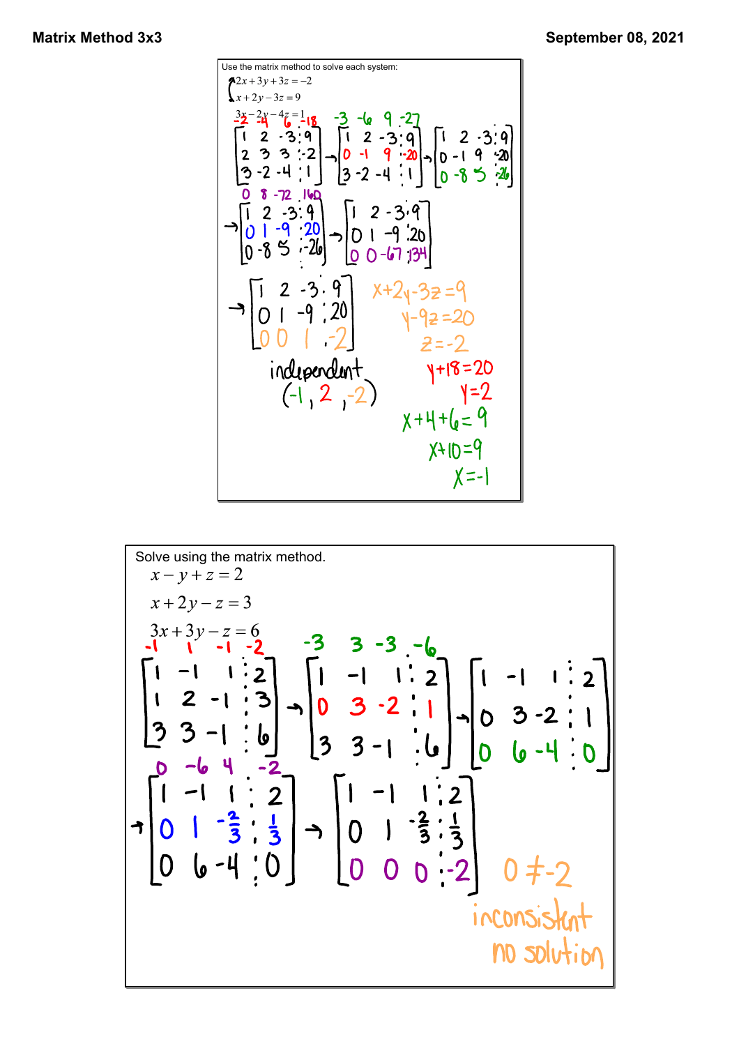**Matrix Method 3x3**

**September 08, 2021**

Use the matrix method to solve each system:

$$\begin{cases} 2x + 3y + 3z = -2 \\ x + 2y - 3z = 9 \\ 3x - 2y - 4z = 1 \end{cases}$$

$-2 \quad -4 \quad 6 \quad -18$

$$\left[\begin{array}{ccc|c} 1 & 2 & -3 & 9 \\ 2 & 3 & 3 & -2 \\ 3 & -2 & -4 & 1 \end{array}\right] \rightarrow \left[\begin{array}{ccc|c} 1 & 2 & -3 & 9 \\ 0 & -1 & 9 & -20 \\ 3 & -2 & -4 & 1 \end{array}\right] \rightarrow \left[\begin{array}{ccc|c} 1 & 2 & -3 & 9 \\ 0 & -1 & 9 & -20 \\ 0 & -8 & 5 & -26 \end{array}\right]$$

$-3 \quad -6 \quad 9 \quad -27$

$0 \quad 8 \quad -72 \quad 160$

$$\rightarrow \left[\begin{array}{ccc|c} 1 & 2 & -3 & 9 \\ 0 & 1 & -9 & 20 \\ 0 & -8 & 5 & -26 \end{array}\right] \rightarrow \left[\begin{array}{ccc|c} 1 & 2 & -3 & 9 \\ 0 & 1 & -9 & 20 \\ 0 & 0 & -67 & 134 \end{array}\right]$$

$$\rightarrow \left[\begin{array}{ccc|c} 1 & 2 & -3 & 9 \\ 0 & 1 & -9 & 20 \\ 0 & 0 & 1 & -2 \end{array}\right]$$

$x + 2y - 3z = 9$

$y - 9z = 20$

$z = -2$

$y + 18 = 20$

$y = 2$

$x + 4 + 6 = 9$

$x + 10 = 9$

$x = -1$

independent

$(-1, 2, -2)$

---

Solve using the matrix method.

$$x - y + z = 2$$

$$x + 2y - z = 3$$

$$3x + 3y - z = 6$$

$-1 \quad 1 \quad -1 \quad -2$

$-3 \quad 3 \quad -3 \quad -6$

$$\left[\begin{array}{ccc|c} 1 & -1 & 1 & 2 \\ 1 & 2 & -1 & 3 \\ 3 & 3 & -1 & 6 \end{array}\right] \rightarrow \left[\begin{array}{ccc|c} 1 & -1 & 1 & 2 \\ 0 & 3 & -2 & 1 \\ 3 & 3 & -1 & 6 \end{array}\right] \rightarrow \left[\begin{array}{ccc|c} 1 & -1 & 1 & 2 \\ 0 & 3 & -2 & 1 \\ 0 & 6 & -4 & 0 \end{array}\right]$$

$0 \quad -6 \quad 4 \quad -2$

$$\rightarrow \left[\begin{array}{ccc|c} 1 & -1 & 1 & 2 \\ 0 & 1 & -\frac{2}{3} & \frac{1}{3} \\ 0 & 6 & -4 & 0 \end{array}\right] \rightarrow \left[\begin{array}{ccc|c} 1 & -1 & 1 & 2 \\ 0 & 1 & -\frac{2}{3} & \frac{1}{3} \\ 0 & 0 & 0 & -2 \end{array}\right]$$

$0 \neq -2$

inconsistent

no solution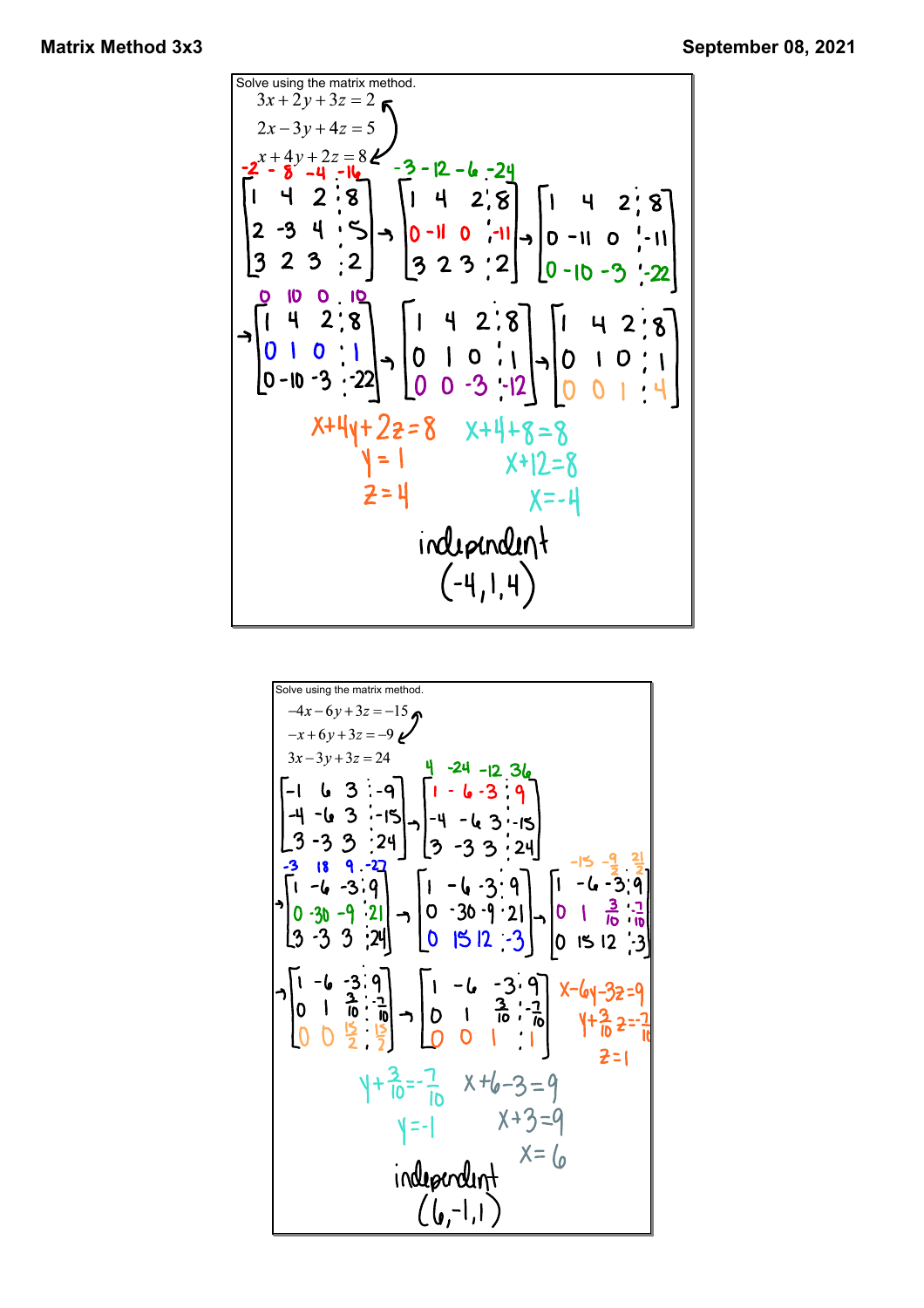**Matrix Method 3x3** — September 08, 2021

Solve using the matrix method.

$$3x + 2y + 3z = 2$$
$$2x - 3y + 4z = 5$$
$$x + 4y + 2z = 8$$

$-2 \quad -8 \quad -4 \quad -16$ ; $\quad -3 \quad -12 \quad -6 \quad -24$

$$\left[\begin{array}{ccc|c} 1 & 4 & 2 & 8 \\ 2 & -3 & 4 & 5 \\ 3 & 2 & 3 & 2 \end{array}\right] \rightarrow \left[\begin{array}{ccc|c} 1 & 4 & 2 & 8 \\ 0 & -11 & 0 & -11 \\ 3 & 2 & 3 & 2 \end{array}\right] \rightarrow \left[\begin{array}{ccc|c} 1 & 4 & 2 & 8 \\ 0 & -11 & 0 & -11 \\ 0 & -10 & -3 & -22 \end{array}\right]$$

$0 \quad 10 \quad 0 \quad 10$

$$\rightarrow \left[\begin{array}{ccc|c} 1 & 4 & 2 & 8 \\ 0 & 1 & 0 & 1 \\ 0 & -10 & -3 & -22 \end{array}\right] \rightarrow \left[\begin{array}{ccc|c} 1 & 4 & 2 & 8 \\ 0 & 1 & 0 & 1 \\ 0 & 0 & -3 & -12 \end{array}\right] \rightarrow \left[\begin{array}{ccc|c} 1 & 4 & 2 & 8 \\ 0 & 1 & 0 & 1 \\ 0 & 0 & 1 & 4 \end{array}\right]$$

$x + 4y + 2z = 8$

$y = 1$

$z = 4$

$x + 4 + 8 = 8$

$x + 12 = 8$

$x = -4$

independent

$(-4, 1, 4)$

---

Solve using the matrix method.

$$-4x - 6y + 3z = -15$$
$$-x + 6y + 3z = -9$$
$$3x - 3y + 3z = 24$$

$4 \quad -24 \quad -12 \quad 36$

$$\left[\begin{array}{ccc|c} -1 & 6 & 3 & -9 \\ -4 & -6 & 3 & -15 \\ 3 & -3 & 3 & 24 \end{array}\right] \rightarrow \left[\begin{array}{ccc|c} 1 & -6 & -3 & 9 \\ -4 & -6 & 3 & -15 \\ 3 & -3 & 3 & 24 \end{array}\right]$$

$-3 \quad 18 \quad 9 \quad -27$ ; $\quad -15 \quad -\frac{9}{2} \quad \frac{21}{2}$

$$\rightarrow \left[\begin{array}{ccc|c} 1 & -6 & -3 & 9 \\ 0 & -30 & -9 & 21 \\ 3 & -3 & 3 & 24 \end{array}\right] \rightarrow \left[\begin{array}{ccc|c} 1 & -6 & -3 & 9 \\ 0 & -30 & -9 & 21 \\ 0 & 15 & 12 & -3 \end{array}\right] \rightarrow \left[\begin{array}{ccc|c} 1 & -6 & -3 & 9 \\ 0 & 1 & \frac{3}{10} & -\frac{7}{10} \\ 0 & 15 & 12 & -3 \end{array}\right]$$

$$\rightarrow \left[\begin{array}{ccc|c} 1 & -6 & -3 & 9 \\ 0 & 1 & \frac{3}{10} & -\frac{7}{10} \\ 0 & 0 & \frac{15}{2} & \frac{15}{2} \end{array}\right] \rightarrow \left[\begin{array}{ccc|c} 1 & -6 & -3 & 9 \\ 0 & 1 & \frac{3}{10} & -\frac{7}{10} \\ 0 & 0 & 1 & 1 \end{array}\right]$$

$x - 6y - 3z = 9$

$y + \frac{3}{10}z = -\frac{7}{10}$

$z = 1$

$y + \frac{3}{10} = -\frac{7}{10}$

$y = -1$

$x + 6 - 3 = 9$

$x + 3 = 9$

$x = 6$

independent

$(6, -1, 1)$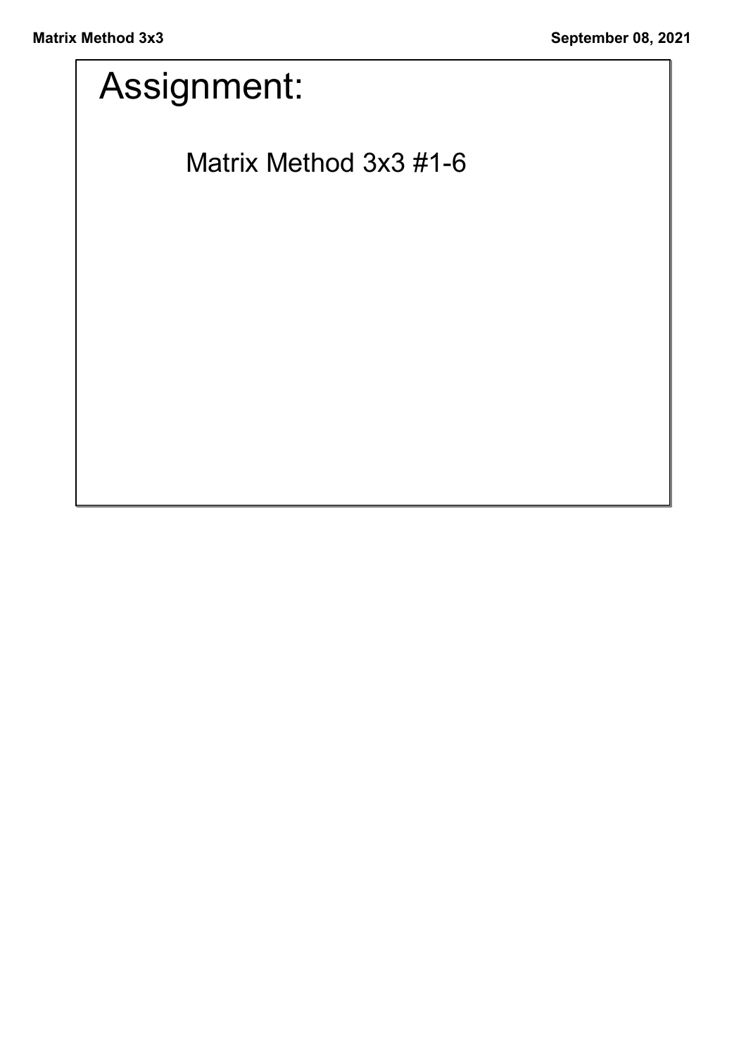# Assignment:

Matrix Method 3x3 #1-6